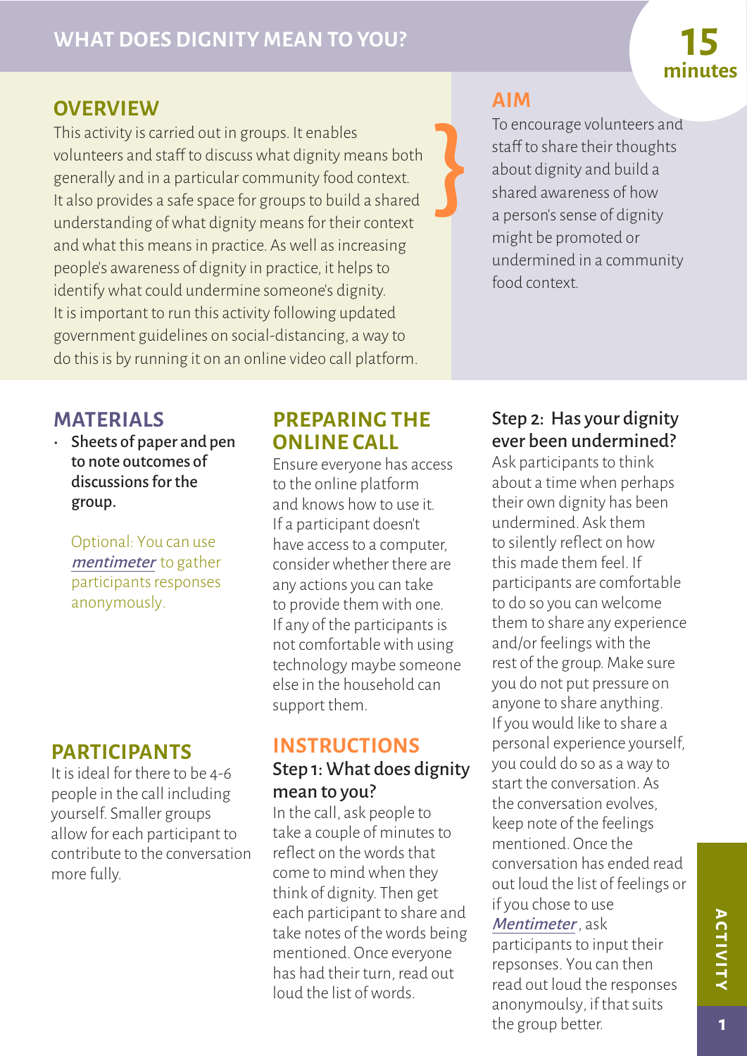# WHAT DOES DIGNITY MEAN TO YOU?

**15 minutes**

## OVERVIEW

This activity is carried out in groups. It enables volunteers and staff to discuss what dignity means both generally and in a particular community food context. It also provides a safe space for groups to build a shared understanding of what dignity means for their context and what this means in practice. As well as increasing people's awareness of dignity in practice, it helps to identify what could undermine someone's dignity. It is important to run this activity following updated government guidelines on social-distancing, a way to do this is by running it on an online video call platform.

## AIM

To encourage volunteers and staff to share their thoughts about dignity and build a shared awareness of how a person's sense of dignity might be promoted or undermined in a community food context.

## MATERIALS

- Sheets of paper and pen to note outcomes of discussions for the group.

Optional: You can use *mentimeter* to gather participants responses anonymously.

## PARTICIPANTS

It is ideal for there to be 4-6 people in the call including yourself. Smaller groups allow for each participant to contribute to the conversation more fully.

## PREPARING THE ONLINE CALL

Ensure everyone has access to the online platform and knows how to use it. If a participant doesn't have access to a computer, consider whether there are any actions you can take to provide them with one. If any of the participants is not comfortable with using technology maybe someone else in the household can support them.

## INSTRUCTIONS

### Step 1: What does dignity mean to you?

In the call, ask people to take a couple of minutes to reflect on the words that come to mind when they think of dignity. Then get each participant to share and take notes of the words being mentioned. Once everyone has had their turn, read out loud the list of words.

### Step 2: Has your dignity ever been undermined?

Ask participants to think about a time when perhaps their own dignity has been undermined. Ask them to silently reflect on how this made them feel. If participants are comfortable to do so you can welcome them to share any experience and/or feelings with the rest of the group. Make sure you do not put pressure on anyone to share anything. If you would like to share a personal experience yourself, you could do so as a way to start the conversation. As the conversation evolves, keep note of the feelings mentioned. Once the conversation has ended read out loud the list of feelings or if you chose to use *Mentimeter* , ask participants to input their reponses. You can then read out loud the responses anonymouslyy, if that suits the group better.

ACTIVITY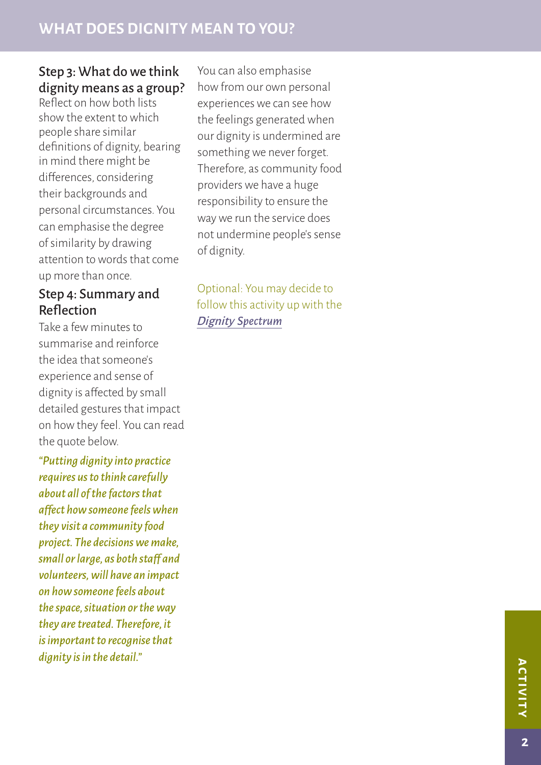### Step 3: What do we think dignity means as a group?

Reflect on how both lists show the extent to which people share similar definitions of dignity, bearing in mind there might be differences, considering their backgrounds and personal circumstances. You can emphasise the degree of similarity by drawing attention to words that come up more than once.

### Step 4: Summary and Reflection

Take a few minutes to summarise and reinforce the idea that someone's experience and sense of dignity is affected by small detailed gestures that impact on how they feel. You can read the quote below.

***"Putting dignity into practice requires us to think carefully about all of the factors that affect how someone feels when they visit a community food project. The decisions we make, small or large, as both staff and volunteers, will have an impact on how someone feels about the space, situation or the way they are treated. Therefore, it is important to recognise that dignity is in the detail."***

You can also emphasise how from our own personal experiences we can see how the feelings generated when our dignity is undermined are something we never forget. Therefore, as community food providers we have a huge responsibility to ensure the way we run the service does not undermine people's sense of dignity.

Optional: You may decide to follow this activity up with the *Dignity Spectrum*